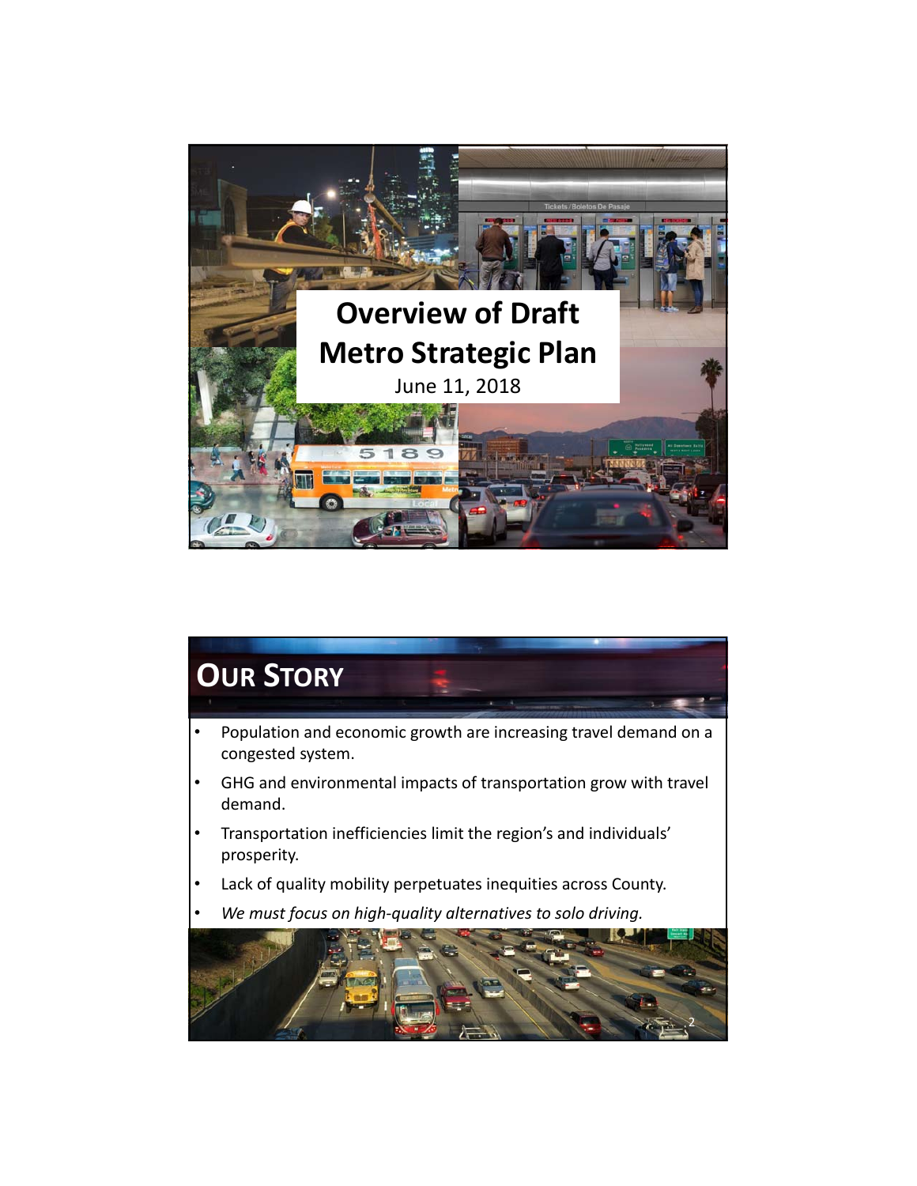# Overview of Draft Metro Strategic Plan

June 11, 2018

## Our Story

- Population and economic growth are increasing travel demand on a congested system.
- GHG and environmental impacts of transportation grow with travel demand.
- Transportation inefficiencies limit the region's and individuals' prosperity.
- Lack of quality mobility perpetuates inequities across County.
- *We must focus on high-quality alternatives to solo driving.*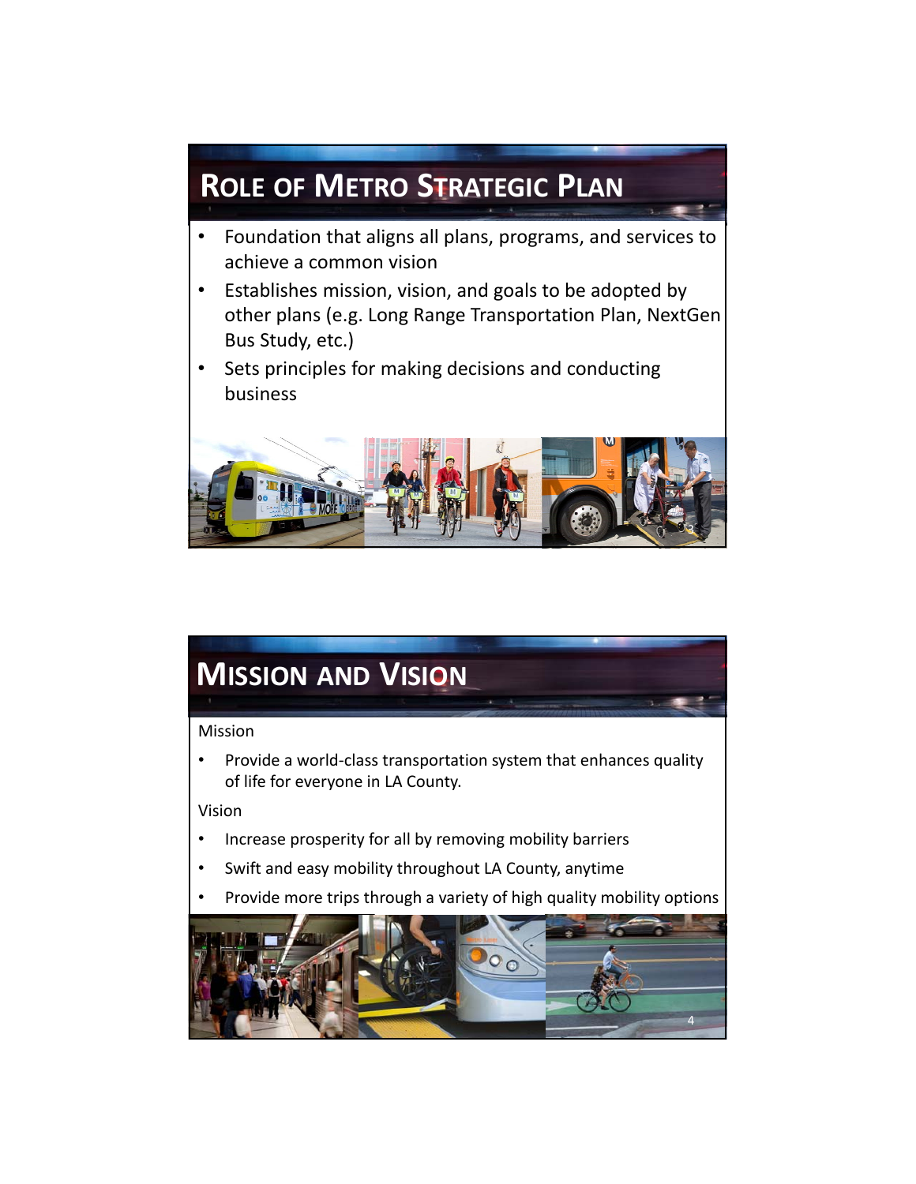## Role of Metro Strategic Plan

- Foundation that aligns all plans, programs, and services to achieve a common vision
- Establishes mission, vision, and goals to be adopted by other plans (e.g. Long Range Transportation Plan, NextGen Bus Study, etc.)
- Sets principles for making decisions and conducting business

## Mission and Vision

Mission

- Provide a world-class transportation system that enhances quality of life for everyone in LA County.

Vision

- Increase prosperity for all by removing mobility barriers
- Swift and easy mobility throughout LA County, anytime
- Provide more trips through a variety of high quality mobility options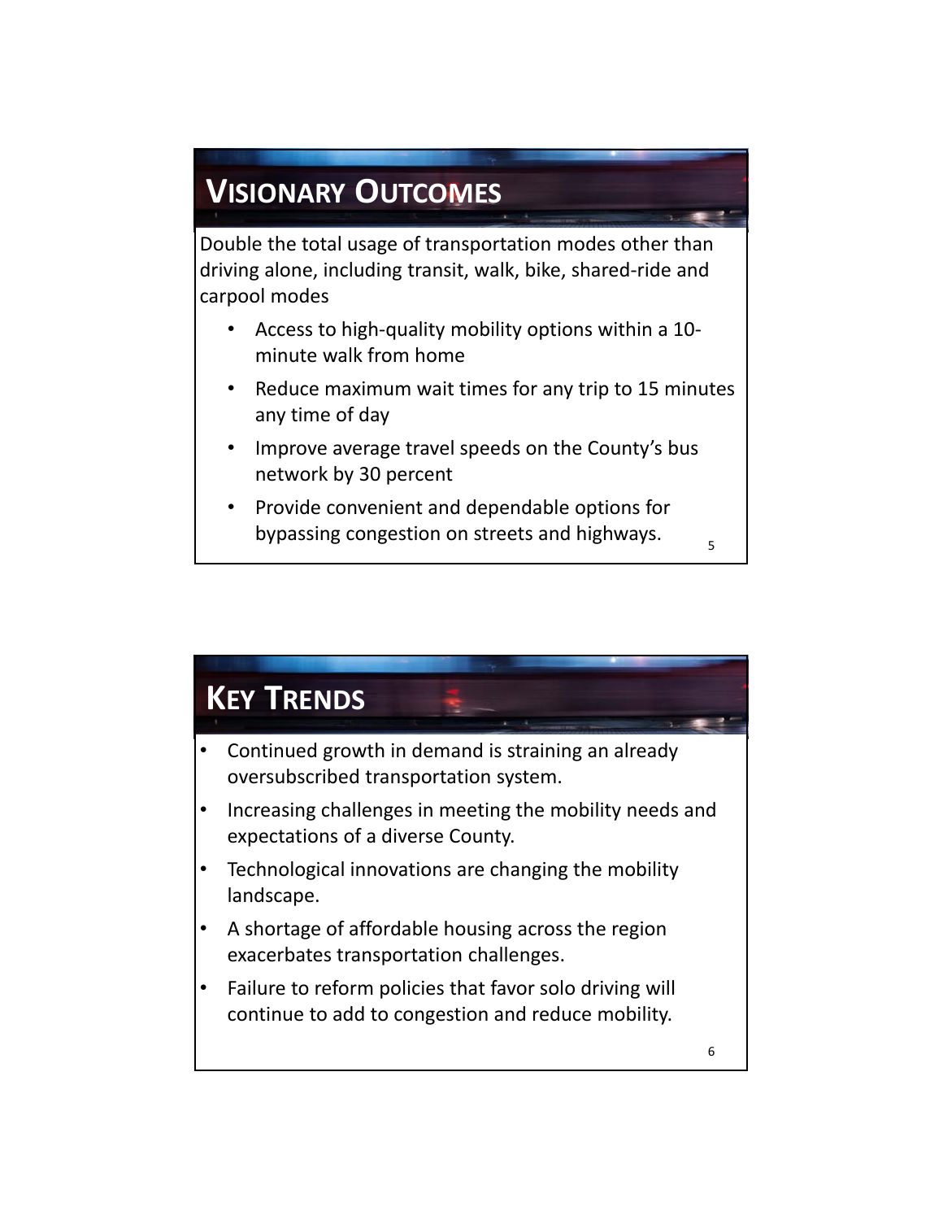## Visionary Outcomes

Double the total usage of transportation modes other than driving alone, including transit, walk, bike, shared-ride and carpool modes

- Access to high-quality mobility options within a 10-minute walk from home
- Reduce maximum wait times for any trip to 15 minutes any time of day
- Improve average travel speeds on the County's bus network by 30 percent
- Provide convenient and dependable options for bypassing congestion on streets and highways.

## Key Trends

- Continued growth in demand is straining an already oversubscribed transportation system.
- Increasing challenges in meeting the mobility needs and expectations of a diverse County.
- Technological innovations are changing the mobility landscape.
- A shortage of affordable housing across the region exacerbates transportation challenges.
- Failure to reform policies that favor solo driving will continue to add to congestion and reduce mobility.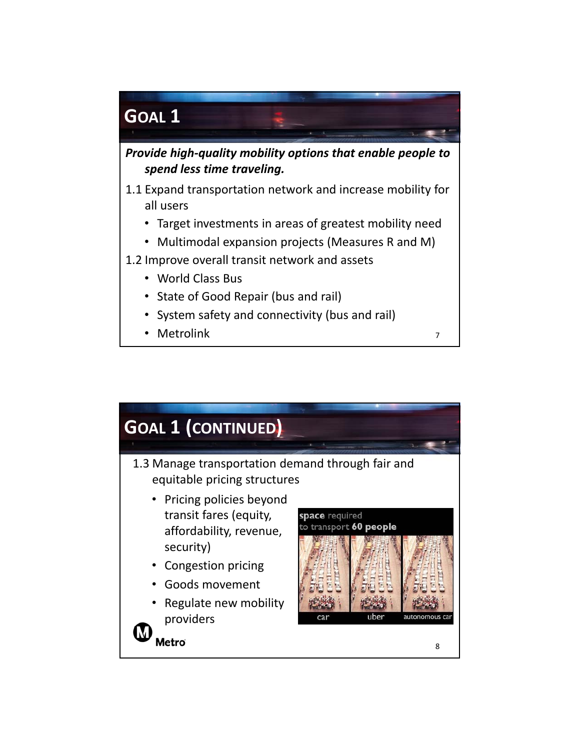# Goal 1

***Provide high-quality mobility options that enable people to spend less time traveling.***

1.1 Expand transportation network and increase mobility for all users

- Target investments in areas of greatest mobility need
- Multimodal expansion projects (Measures R and M)

1.2 Improve overall transit network and assets

- World Class Bus
- State of Good Repair (bus and rail)
- System safety and connectivity (bus and rail)
- Metrolink

# Goal 1 (continued)

1.3 Manage transportation demand through fair and equitable pricing structures

- Pricing policies beyond transit fares (equity, affordability, revenue, security)
- Congestion pricing
- Goods movement
- Regulate new mobility providers

**space** required to transport **60 people**

car | uber | autonomous car

Metro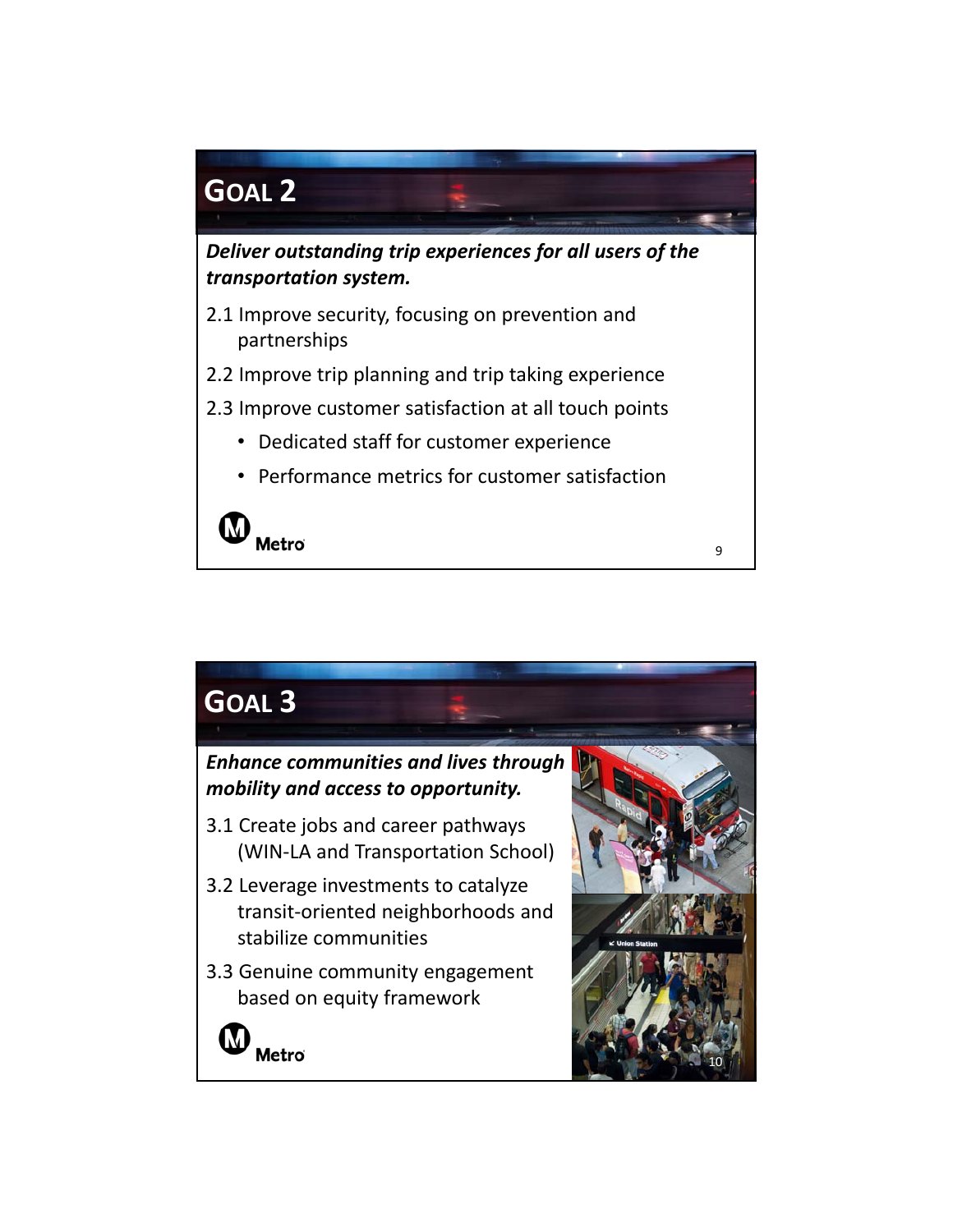# Goal 2

***Deliver outstanding trip experiences for all users of the transportation system.***

2.1 Improve security, focusing on prevention and partnerships

2.2 Improve trip planning and trip taking experience

2.3 Improve customer satisfaction at all touch points

- Dedicated staff for customer experience
- Performance metrics for customer satisfaction

Metro

# Goal 3

***Enhance communities and lives through mobility and access to opportunity.***

3.1 Create jobs and career pathways (WIN-LA and Transportation School)

3.2 Leverage investments to catalyze transit-oriented neighborhoods and stabilize communities

3.3 Genuine community engagement based on equity framework

Metro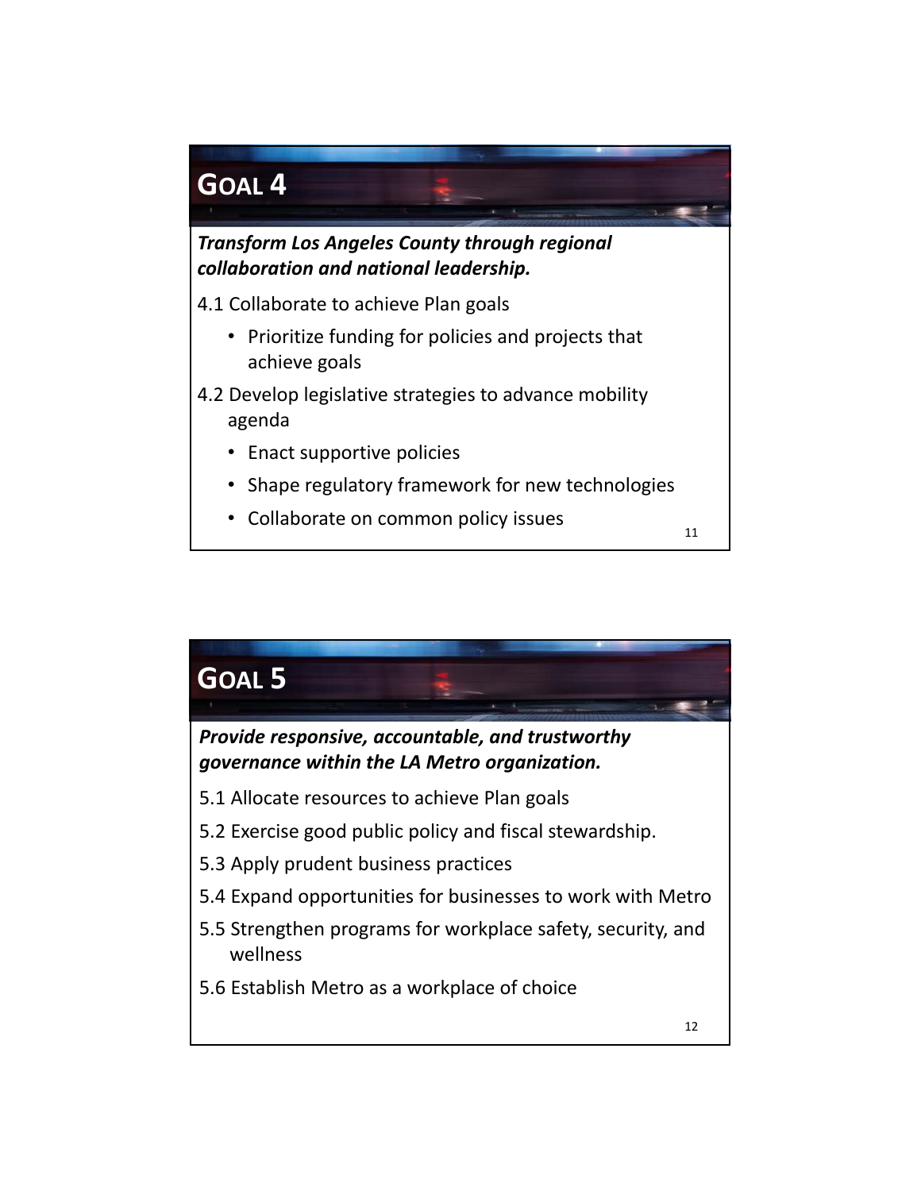## GOAL 4

***Transform Los Angeles County through regional collaboration and national leadership.***

4.1 Collaborate to achieve Plan goals

- Prioritize funding for policies and projects that achieve goals

4.2 Develop legislative strategies to advance mobility agenda

- Enact supportive policies
- Shape regulatory framework for new technologies
- Collaborate on common policy issues

## GOAL 5

***Provide responsive, accountable, and trustworthy governance within the LA Metro organization.***

5.1 Allocate resources to achieve Plan goals

5.2 Exercise good public policy and fiscal stewardship.

5.3 Apply prudent business practices

5.4 Expand opportunities for businesses to work with Metro

5.5 Strengthen programs for workplace safety, security, and wellness

5.6 Establish Metro as a workplace of choice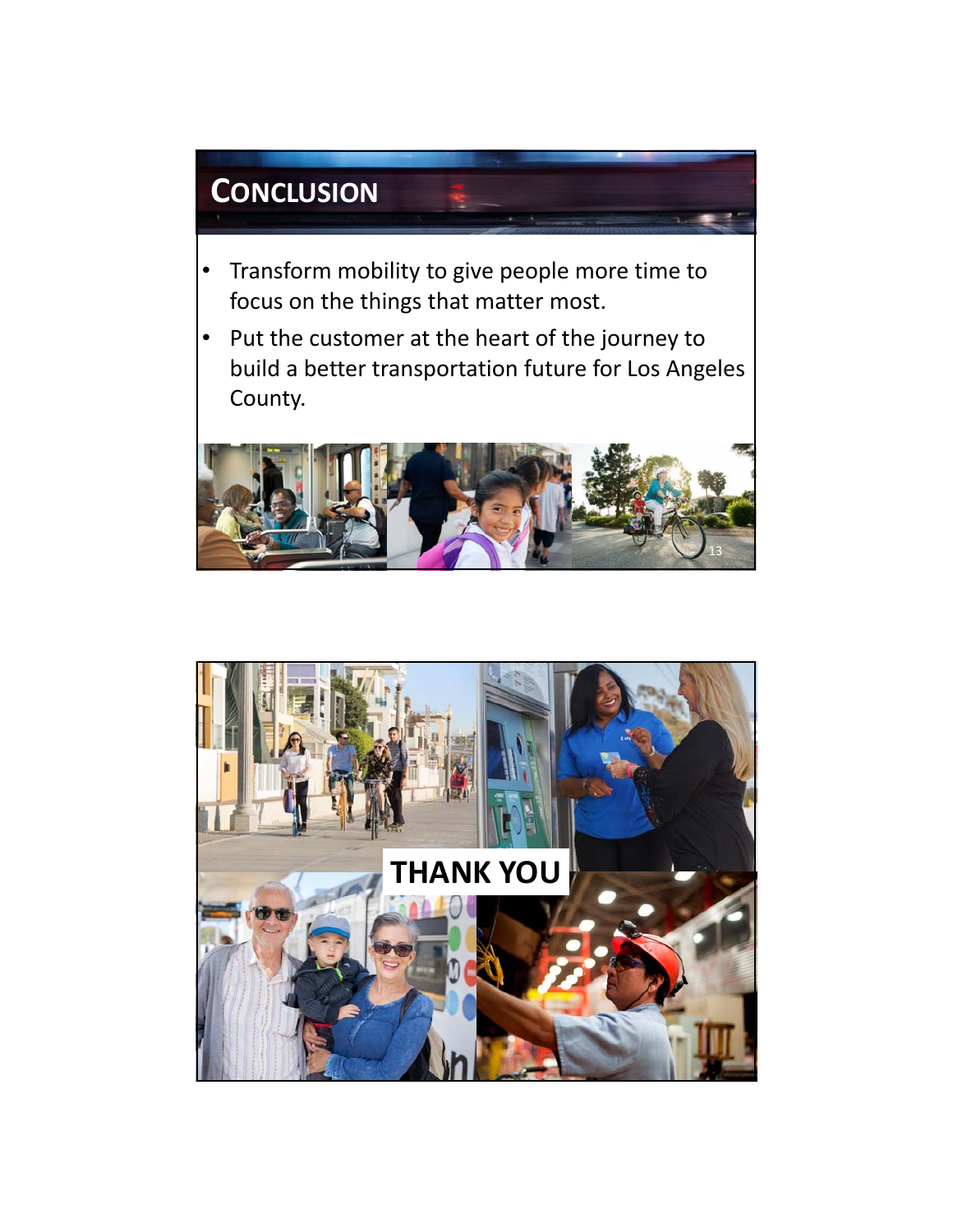## CONCLUSION

- Transform mobility to give people more time to focus on the things that matter most.
- Put the customer at the heart of the journey to build a better transportation future for Los Angeles County.

## THANK YOU